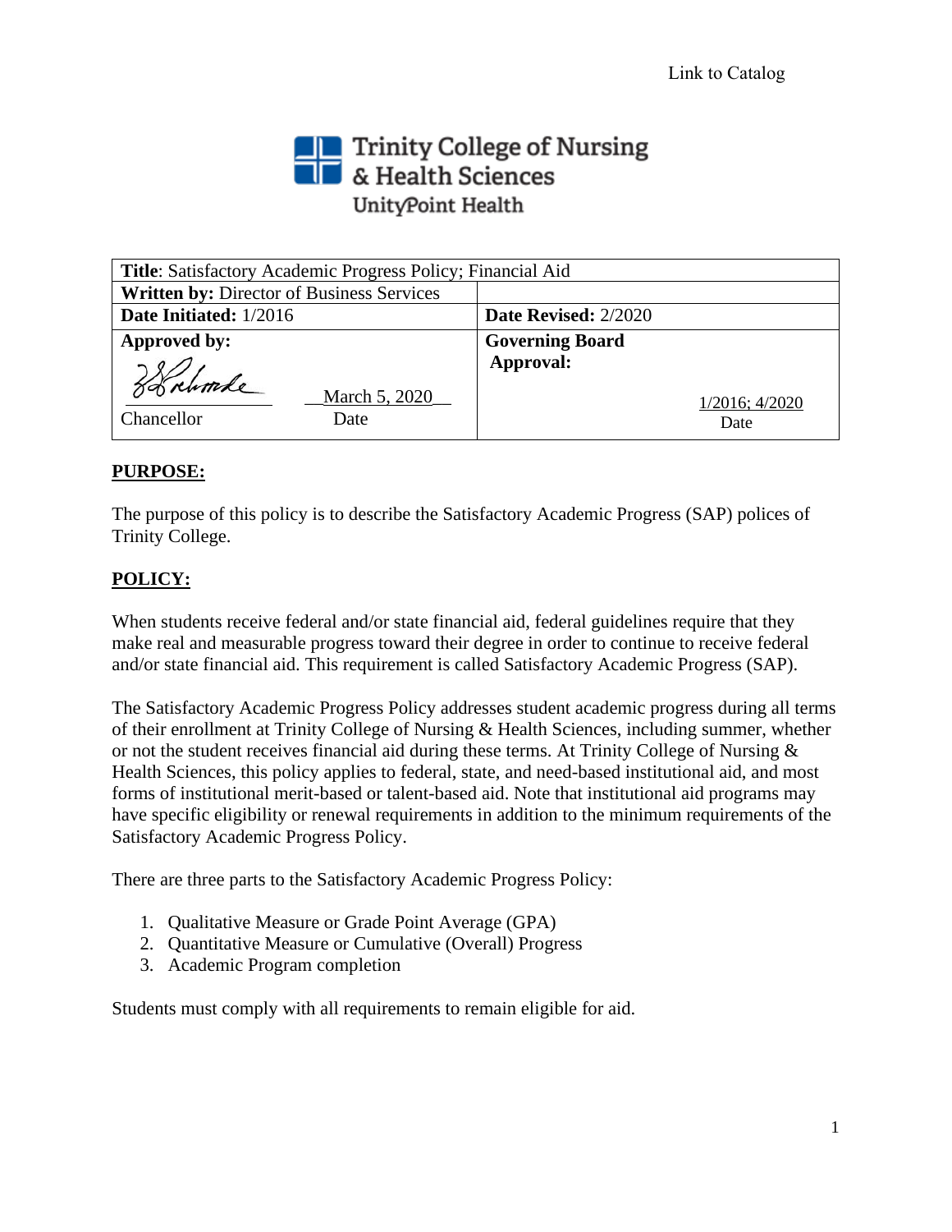Link to Catalog

Trinity College of Nursing & Health Sciences
UnityPoint Health

| **Title**: Satisfactory Academic Progress Policy; Financial Aid | |
|---|---|
| **Written by:** Director of Business Services | |
| **Date Initiated:** 1/2016 | **Date Revised:** 2/2020 |
| **Approved by:** Chancellor — March 5, 2020 (Date) | **Governing Board Approval:** 1/2016; 4/2020 (Date) |

## PURPOSE:

The purpose of this policy is to describe the Satisfactory Academic Progress (SAP) polices of Trinity College.

## POLICY:

When students receive federal and/or state financial aid, federal guidelines require that they make real and measurable progress toward their degree in order to continue to receive federal and/or state financial aid. This requirement is called Satisfactory Academic Progress (SAP).

The Satisfactory Academic Progress Policy addresses student academic progress during all terms of their enrollment at Trinity College of Nursing & Health Sciences, including summer, whether or not the student receives financial aid during these terms. At Trinity College of Nursing & Health Sciences, this policy applies to federal, state, and need-based institutional aid, and most forms of institutional merit-based or talent-based aid. Note that institutional aid programs may have specific eligibility or renewal requirements in addition to the minimum requirements of the Satisfactory Academic Progress Policy.

There are three parts to the Satisfactory Academic Progress Policy:

1. Qualitative Measure or Grade Point Average (GPA)
2. Quantitative Measure or Cumulative (Overall) Progress
3. Academic Program completion

Students must comply with all requirements to remain eligible for aid.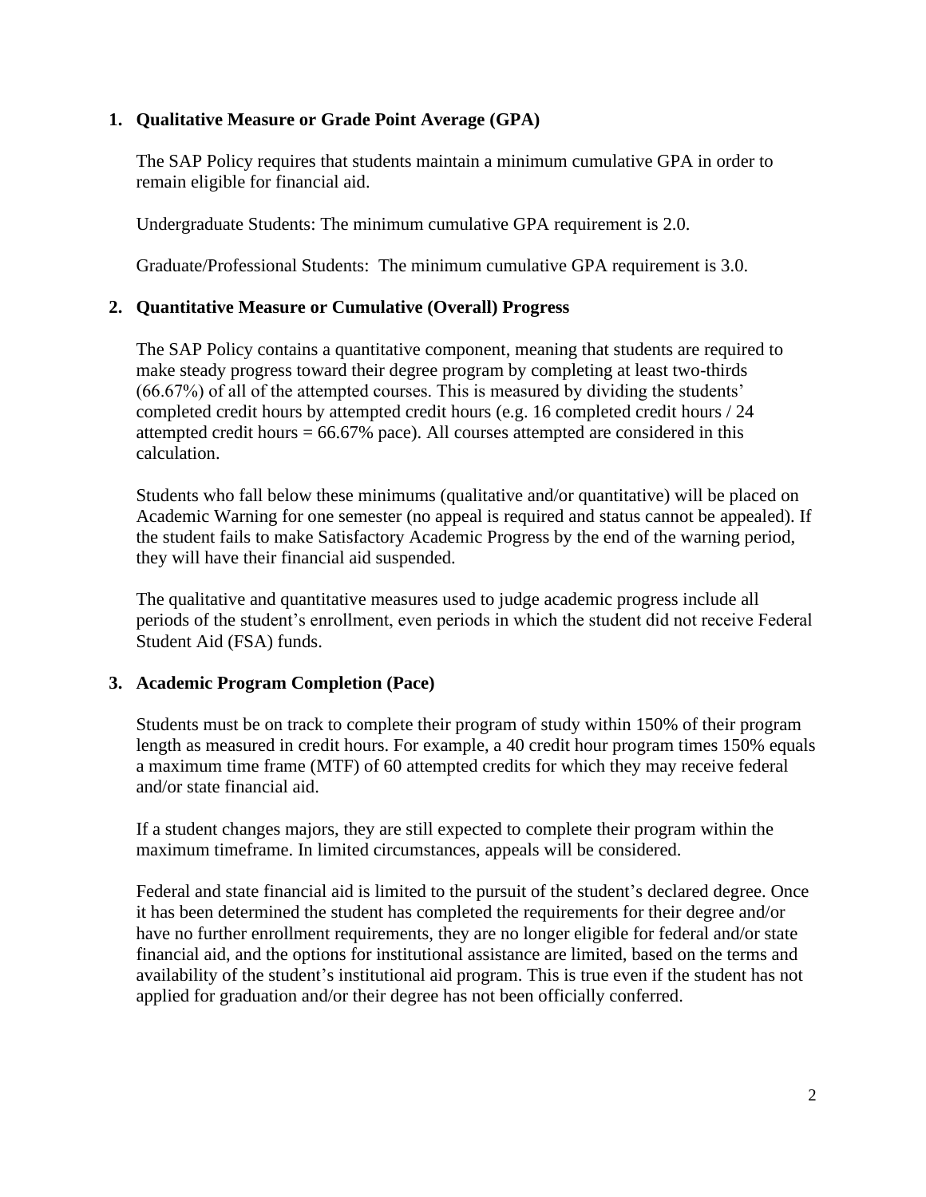## 1. Qualitative Measure or Grade Point Average (GPA)

The SAP Policy requires that students maintain a minimum cumulative GPA in order to remain eligible for financial aid.

Undergraduate Students: The minimum cumulative GPA requirement is 2.0.

Graduate/Professional Students: The minimum cumulative GPA requirement is 3.0.

## 2. Quantitative Measure or Cumulative (Overall) Progress

The SAP Policy contains a quantitative component, meaning that students are required to make steady progress toward their degree program by completing at least two-thirds (66.67%) of all of the attempted courses. This is measured by dividing the students' completed credit hours by attempted credit hours (e.g. 16 completed credit hours / 24 attempted credit hours = 66.67% pace). All courses attempted are considered in this calculation.

Students who fall below these minimums (qualitative and/or quantitative) will be placed on Academic Warning for one semester (no appeal is required and status cannot be appealed). If the student fails to make Satisfactory Academic Progress by the end of the warning period, they will have their financial aid suspended.

The qualitative and quantitative measures used to judge academic progress include all periods of the student's enrollment, even periods in which the student did not receive Federal Student Aid (FSA) funds.

## 3. Academic Program Completion (Pace)

Students must be on track to complete their program of study within 150% of their program length as measured in credit hours. For example, a 40 credit hour program times 150% equals a maximum time frame (MTF) of 60 attempted credits for which they may receive federal and/or state financial aid.

If a student changes majors, they are still expected to complete their program within the maximum timeframe. In limited circumstances, appeals will be considered.

Federal and state financial aid is limited to the pursuit of the student's declared degree. Once it has been determined the student has completed the requirements for their degree and/or have no further enrollment requirements, they are no longer eligible for federal and/or state financial aid, and the options for institutional assistance are limited, based on the terms and availability of the student's institutional aid program. This is true even if the student has not applied for graduation and/or their degree has not been officially conferred.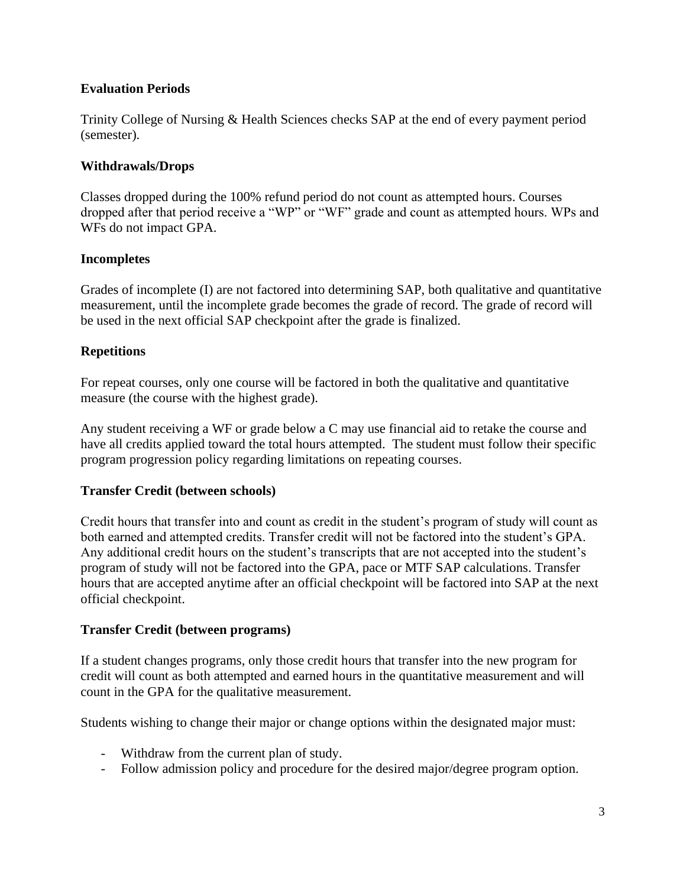**Evaluation Periods**

Trinity College of Nursing & Health Sciences checks SAP at the end of every payment period (semester).

**Withdrawals/Drops**

Classes dropped during the 100% refund period do not count as attempted hours. Courses dropped after that period receive a "WP" or "WF" grade and count as attempted hours. WPs and WFs do not impact GPA.

**Incompletes**

Grades of incomplete (I) are not factored into determining SAP, both qualitative and quantitative measurement, until the incomplete grade becomes the grade of record. The grade of record will be used in the next official SAP checkpoint after the grade is finalized.

**Repetitions**

For repeat courses, only one course will be factored in both the qualitative and quantitative measure (the course with the highest grade).

Any student receiving a WF or grade below a C may use financial aid to retake the course and have all credits applied toward the total hours attempted. The student must follow their specific program progression policy regarding limitations on repeating courses.

**Transfer Credit (between schools)**

Credit hours that transfer into and count as credit in the student's program of study will count as both earned and attempted credits. Transfer credit will not be factored into the student's GPA. Any additional credit hours on the student's transcripts that are not accepted into the student's program of study will not be factored into the GPA, pace or MTF SAP calculations. Transfer hours that are accepted anytime after an official checkpoint will be factored into SAP at the next official checkpoint.

**Transfer Credit (between programs)**

If a student changes programs, only those credit hours that transfer into the new program for credit will count as both attempted and earned hours in the quantitative measurement and will count in the GPA for the qualitative measurement.

Students wishing to change their major or change options within the designated major must:

- Withdraw from the current plan of study.
- Follow admission policy and procedure for the desired major/degree program option.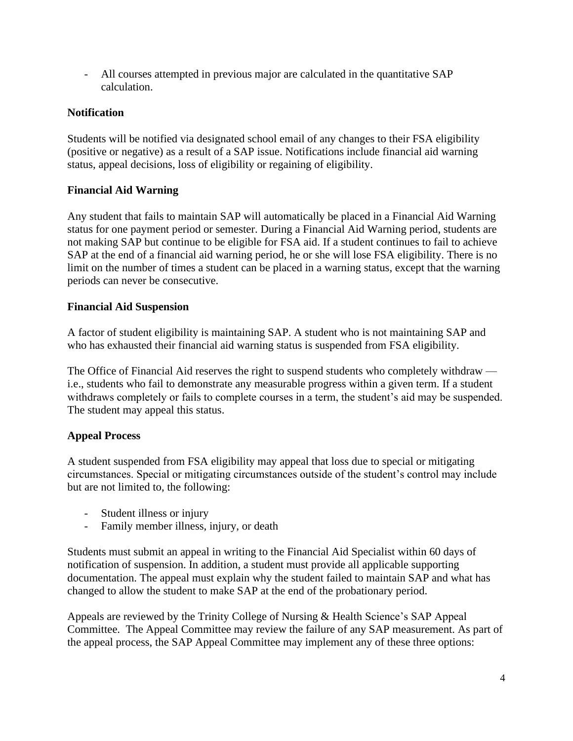- All courses attempted in previous major are calculated in the quantitative SAP calculation.

**Notification**

Students will be notified via designated school email of any changes to their FSA eligibility (positive or negative) as a result of a SAP issue. Notifications include financial aid warning status, appeal decisions, loss of eligibility or regaining of eligibility.

**Financial Aid Warning**

Any student that fails to maintain SAP will automatically be placed in a Financial Aid Warning status for one payment period or semester. During a Financial Aid Warning period, students are not making SAP but continue to be eligible for FSA aid. If a student continues to fail to achieve SAP at the end of a financial aid warning period, he or she will lose FSA eligibility. There is no limit on the number of times a student can be placed in a warning status, except that the warning periods can never be consecutive.

**Financial Aid Suspension**

A factor of student eligibility is maintaining SAP. A student who is not maintaining SAP and who has exhausted their financial aid warning status is suspended from FSA eligibility.

The Office of Financial Aid reserves the right to suspend students who completely withdraw — i.e., students who fail to demonstrate any measurable progress within a given term. If a student withdraws completely or fails to complete courses in a term, the student's aid may be suspended. The student may appeal this status.

**Appeal Process**

A student suspended from FSA eligibility may appeal that loss due to special or mitigating circumstances. Special or mitigating circumstances outside of the student's control may include but are not limited to, the following:

- Student illness or injury
- Family member illness, injury, or death

Students must submit an appeal in writing to the Financial Aid Specialist within 60 days of notification of suspension. In addition, a student must provide all applicable supporting documentation. The appeal must explain why the student failed to maintain SAP and what has changed to allow the student to make SAP at the end of the probationary period.

Appeals are reviewed by the Trinity College of Nursing & Health Science's SAP Appeal Committee. The Appeal Committee may review the failure of any SAP measurement. As part of the appeal process, the SAP Appeal Committee may implement any of these three options: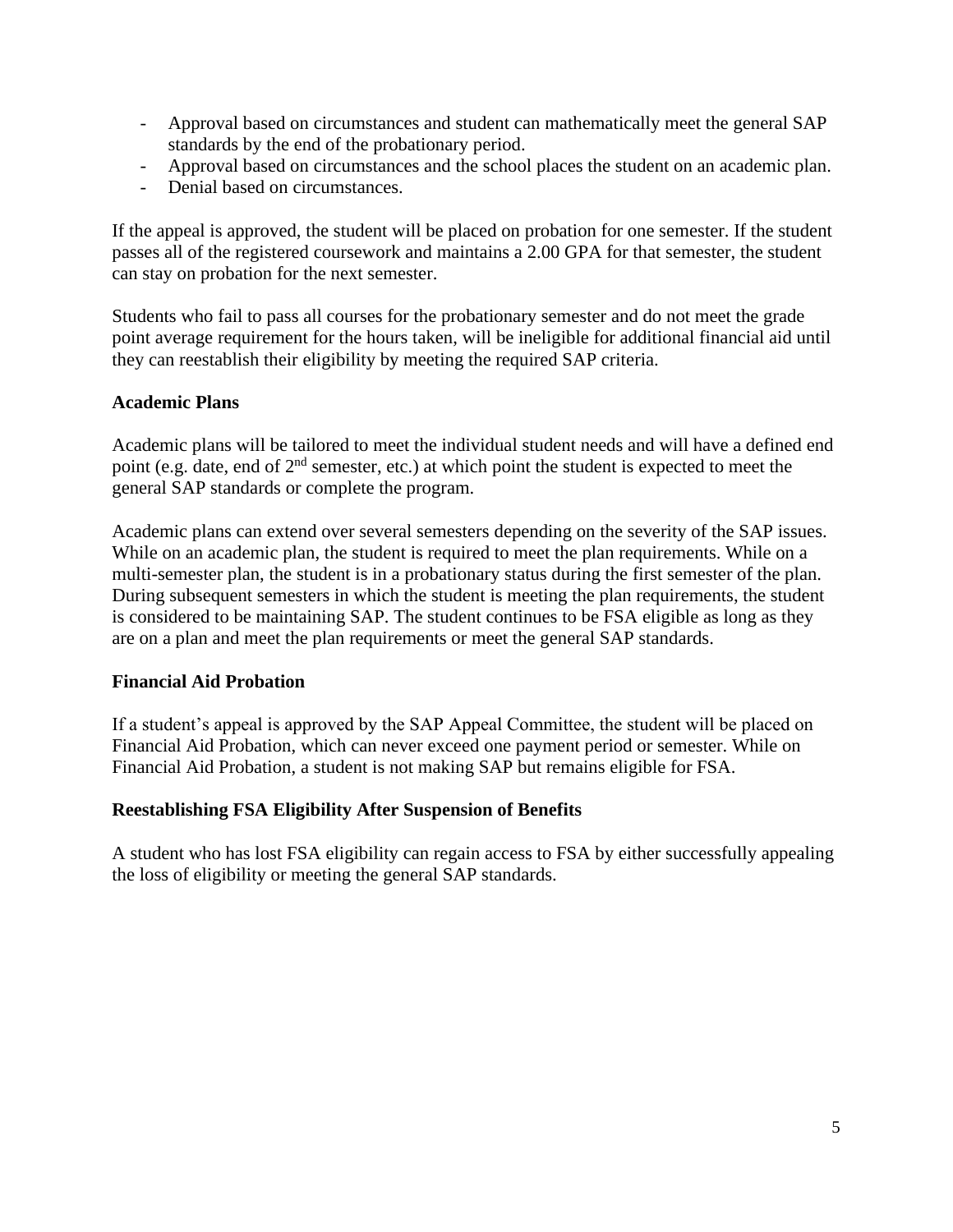- Approval based on circumstances and student can mathematically meet the general SAP standards by the end of the probationary period.
- Approval based on circumstances and the school places the student on an academic plan.
- Denial based on circumstances.

If the appeal is approved, the student will be placed on probation for one semester. If the student passes all of the registered coursework and maintains a 2.00 GPA for that semester, the student can stay on probation for the next semester.

Students who fail to pass all courses for the probationary semester and do not meet the grade point average requirement for the hours taken, will be ineligible for additional financial aid until they can reestablish their eligibility by meeting the required SAP criteria.

**Academic Plans**

Academic plans will be tailored to meet the individual student needs and will have a defined end point (e.g. date, end of 2nd semester, etc.) at which point the student is expected to meet the general SAP standards or complete the program.

Academic plans can extend over several semesters depending on the severity of the SAP issues. While on an academic plan, the student is required to meet the plan requirements. While on a multi-semester plan, the student is in a probationary status during the first semester of the plan. During subsequent semesters in which the student is meeting the plan requirements, the student is considered to be maintaining SAP. The student continues to be FSA eligible as long as they are on a plan and meet the plan requirements or meet the general SAP standards.

**Financial Aid Probation**

If a student's appeal is approved by the SAP Appeal Committee, the student will be placed on Financial Aid Probation, which can never exceed one payment period or semester. While on Financial Aid Probation, a student is not making SAP but remains eligible for FSA.

**Reestablishing FSA Eligibility After Suspension of Benefits**

A student who has lost FSA eligibility can regain access to FSA by either successfully appealing the loss of eligibility or meeting the general SAP standards.